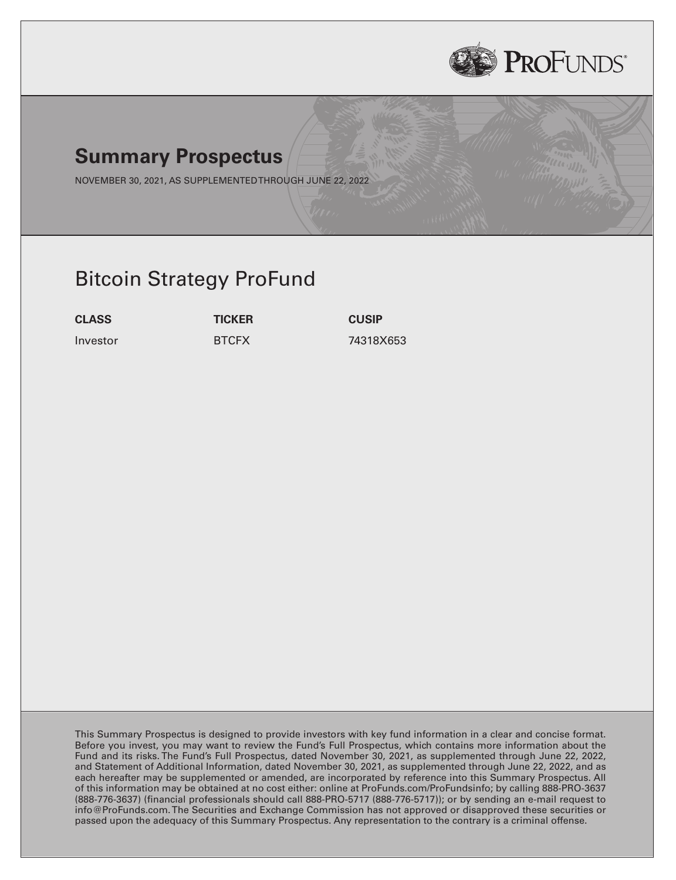PROFUNDS®

# Summary Prospectus

NOVEMBER 30, 2021, AS SUPPLEMENTED THROUGH JUNE 22, 2022

## Bitcoin Strategy ProFund

| CLASS | TICKER | CUSIP |
|---|---|---|
| Investor | BTCFX | 74318X653 |

This Summary Prospectus is designed to provide investors with key fund information in a clear and concise format. Before you invest, you may want to review the Fund's Full Prospectus, which contains more information about the Fund and its risks. The Fund's Full Prospectus, dated November 30, 2021, as supplemented through June 22, 2022, and Statement of Additional Information, dated November 30, 2021, as supplemented through June 22, 2022, and as each hereafter may be supplemented or amended, are incorporated by reference into this Summary Prospectus. All of this information may be obtained at no cost either: online at ProFunds.com/ProFundsinfo; by calling 888-PRO-3637 (888-776-3637) (financial professionals should call 888-PRO-5717 (888-776-5717)); or by sending an e-mail request to info@ProFunds.com. The Securities and Exchange Commission has not approved or disapproved these securities or passed upon the adequacy of this Summary Prospectus. Any representation to the contrary is a criminal offense.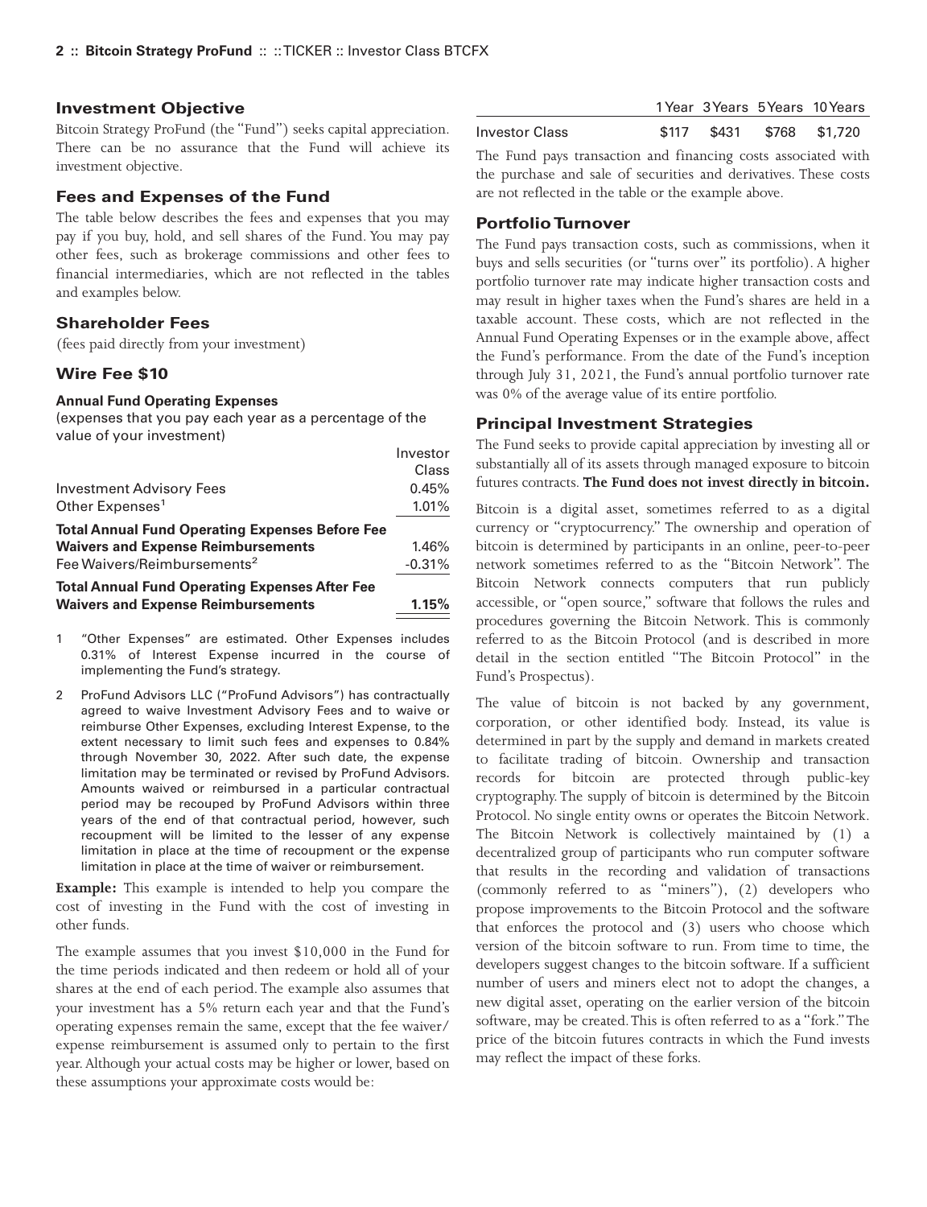## Investment Objective

Bitcoin Strategy ProFund (the "Fund") seeks capital appreciation. There can be no assurance that the Fund will achieve its investment objective.

## Fees and Expenses of the Fund

The table below describes the fees and expenses that you may pay if you buy, hold, and sell shares of the Fund. You may pay other fees, such as brokerage commissions and other fees to financial intermediaries, which are not reflected in the tables and examples below.

## Shareholder Fees

(fees paid directly from your investment)

## Wire Fee $10

**Annual Fund Operating Expenses**

(expenses that you pay each year as a percentage of the value of your investment)

| | Investor Class |
|---|---|
| Investment Advisory Fees | 0.45% |
| Other Expenses[1] | 1.01% |
| **Total Annual Fund Operating Expenses Before Fee Waivers and Expense Reimbursements** | 1.46% |
| Fee Waivers/Reimbursements[2] | -0.31% |
| **Total Annual Fund Operating Expenses After Fee Waivers and Expense Reimbursements** | **1.15%** |

1 "Other Expenses" are estimated. Other Expenses includes 0.31% of Interest Expense incurred in the course of implementing the Fund's strategy.

2 ProFund Advisors LLC ("ProFund Advisors") has contractually agreed to waive Investment Advisory Fees and to waive or reimburse Other Expenses, excluding Interest Expense, to the extent necessary to limit such fees and expenses to 0.84% through November 30, 2022. After such date, the expense limitation may be terminated or revised by ProFund Advisors. Amounts waived or reimbursed in a particular contractual period may be recouped by ProFund Advisors within three years of the end of that contractual period, however, such recoupment will be limited to the lesser of any expense limitation in place at the time of recoupment or the expense limitation in place at the time of waiver or reimbursement.

**Example:** This example is intended to help you compare the cost of investing in the Fund with the cost of investing in other funds.

The example assumes that you invest $10,000 in the Fund for the time periods indicated and then redeem or hold all of your shares at the end of each period. The example also assumes that your investment has a 5% return each year and that the Fund's operating expenses remain the same, except that the fee waiver/expense reimbursement is assumed only to pertain to the first year. Although your actual costs may be higher or lower, based on these assumptions your approximate costs would be:

| | 1 Year | 3 Years | 5 Years | 10 Years |
|---|---|---|---|---|
| Investor Class | $117 | $431 | $768 | $1,720 |

The Fund pays transaction and financing costs associated with the purchase and sale of securities and derivatives. These costs are not reflected in the table or the example above.

## Portfolio Turnover

The Fund pays transaction costs, such as commissions, when it buys and sells securities (or "turns over" its portfolio). A higher portfolio turnover rate may indicate higher transaction costs and may result in higher taxes when the Fund's shares are held in a taxable account. These costs, which are not reflected in the Annual Fund Operating Expenses or in the example above, affect the Fund's performance. From the date of the Fund's inception through July 31, 2021, the Fund's annual portfolio turnover rate was 0% of the average value of its entire portfolio.

## Principal Investment Strategies

The Fund seeks to provide capital appreciation by investing all or substantially all of its assets through managed exposure to bitcoin futures contracts. **The Fund does not invest directly in bitcoin.**

Bitcoin is a digital asset, sometimes referred to as a digital currency or "cryptocurrency." The ownership and operation of bitcoin is determined by participants in an online, peer-to-peer network sometimes referred to as the "Bitcoin Network". The Bitcoin Network connects computers that run publicly accessible, or "open source," software that follows the rules and procedures governing the Bitcoin Network. This is commonly referred to as the Bitcoin Protocol (and is described in more detail in the section entitled "The Bitcoin Protocol" in the Fund's Prospectus).

The value of bitcoin is not backed by any government, corporation, or other identified body. Instead, its value is determined in part by the supply and demand in markets created to facilitate trading of bitcoin. Ownership and transaction records for bitcoin are protected through public-key cryptography. The supply of bitcoin is determined by the Bitcoin Protocol. No single entity owns or operates the Bitcoin Network. The Bitcoin Network is collectively maintained by (1) a decentralized group of participants who run computer software that results in the recording and validation of transactions (commonly referred to as "miners"), (2) developers who propose improvements to the Bitcoin Protocol and the software that enforces the protocol and (3) users who choose which version of the bitcoin software to run. From time to time, the developers suggest changes to the bitcoin software. If a sufficient number of users and miners elect not to adopt the changes, a new digital asset, operating on the earlier version of the bitcoin software, may be created. This is often referred to as a "fork." The price of the bitcoin futures contracts in which the Fund invests may reflect the impact of these forks.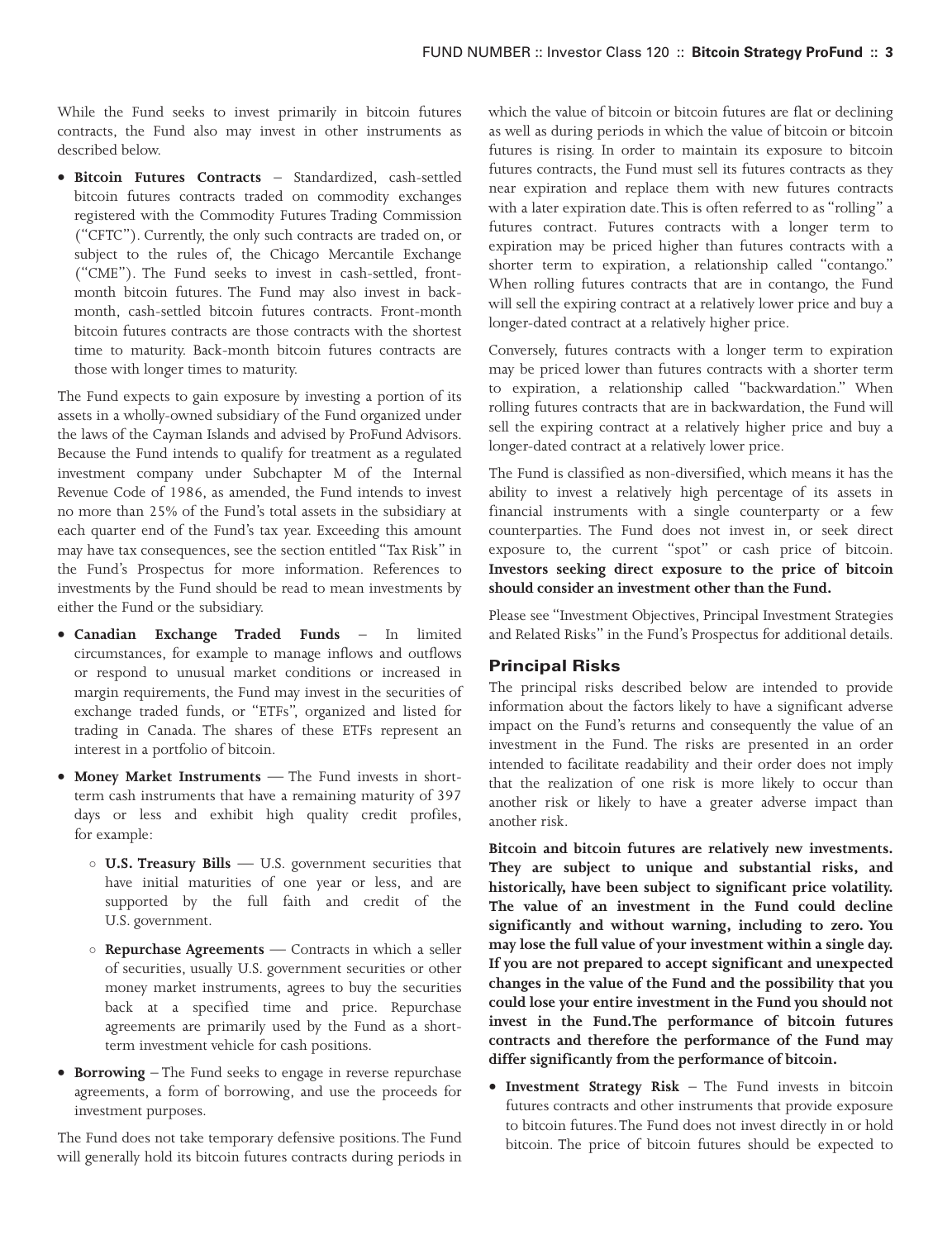While the Fund seeks to invest primarily in bitcoin futures contracts, the Fund also may invest in other instruments as described below.

- **Bitcoin Futures Contracts** – Standardized, cash-settled bitcoin futures contracts traded on commodity exchanges registered with the Commodity Futures Trading Commission ("CFTC"). Currently, the only such contracts are traded on, or subject to the rules of, the Chicago Mercantile Exchange ("CME"). The Fund seeks to invest in cash-settled, front-month bitcoin futures. The Fund may also invest in back-month, cash-settled bitcoin futures contracts. Front-month bitcoin futures contracts are those contracts with the shortest time to maturity. Back-month bitcoin futures contracts are those with longer times to maturity.

The Fund expects to gain exposure by investing a portion of its assets in a wholly-owned subsidiary of the Fund organized under the laws of the Cayman Islands and advised by ProFund Advisors. Because the Fund intends to qualify for treatment as a regulated investment company under Subchapter M of the Internal Revenue Code of 1986, as amended, the Fund intends to invest no more than 25% of the Fund's total assets in the subsidiary at each quarter end of the Fund's tax year. Exceeding this amount may have tax consequences, see the section entitled "Tax Risk" in the Fund's Prospectus for more information. References to investments by the Fund should be read to mean investments by either the Fund or the subsidiary.

- **Canadian Exchange Traded Funds** – In limited circumstances, for example to manage inflows and outflows or respond to unusual market conditions or increased in margin requirements, the Fund may invest in the securities of exchange traded funds, or "ETFs", organized and listed for trading in Canada. The shares of these ETFs represent an interest in a portfolio of bitcoin.
- **Money Market Instruments** — The Fund invests in short-term cash instruments that have a remaining maturity of 397 days or less and exhibit high quality credit profiles, for example:
  - **U.S. Treasury Bills** — U.S. government securities that have initial maturities of one year or less, and are supported by the full faith and credit of the U.S. government.
  - **Repurchase Agreements** — Contracts in which a seller of securities, usually U.S. government securities or other money market instruments, agrees to buy the securities back at a specified time and price. Repurchase agreements are primarily used by the Fund as a short-term investment vehicle for cash positions.
- **Borrowing** – The Fund seeks to engage in reverse repurchase agreements, a form of borrowing, and use the proceeds for investment purposes.

The Fund does not take temporary defensive positions. The Fund will generally hold its bitcoin futures contracts during periods in which the value of bitcoin or bitcoin futures are flat or declining as well as during periods in which the value of bitcoin or bitcoin futures is rising. In order to maintain its exposure to bitcoin futures contracts, the Fund must sell its futures contracts as they near expiration and replace them with new futures contracts with a later expiration date. This is often referred to as "rolling" a futures contract. Futures contracts with a longer term to expiration may be priced higher than futures contracts with a shorter term to expiration, a relationship called "contango." When rolling futures contracts that are in contango, the Fund will sell the expiring contract at a relatively lower price and buy a longer-dated contract at a relatively higher price.

Conversely, futures contracts with a longer term to expiration may be priced lower than futures contracts with a shorter term to expiration, a relationship called "backwardation." When rolling futures contracts that are in backwardation, the Fund will sell the expiring contract at a relatively higher price and buy a longer-dated contract at a relatively lower price.

The Fund is classified as non-diversified, which means it has the ability to invest a relatively high percentage of its assets in financial instruments with a single counterparty or a few counterparties. The Fund does not invest in, or seek direct exposure to, the current "spot" or cash price of bitcoin. **Investors seeking direct exposure to the price of bitcoin should consider an investment other than the Fund.**

Please see "Investment Objectives, Principal Investment Strategies and Related Risks" in the Fund's Prospectus for additional details.

## Principal Risks

The principal risks described below are intended to provide information about the factors likely to have a significant adverse impact on the Fund's returns and consequently the value of an investment in the Fund. The risks are presented in an order intended to facilitate readability and their order does not imply that the realization of one risk is more likely to occur than another risk or likely to have a greater adverse impact than another risk.

**Bitcoin and bitcoin futures are relatively new investments. They are subject to unique and substantial risks, and historically, have been subject to significant price volatility. The value of an investment in the Fund could decline significantly and without warning, including to zero. You may lose the full value of your investment within a single day. If you are not prepared to accept significant and unexpected changes in the value of the Fund and the possibility that you could lose your entire investment in the Fund you should not invest in the Fund.The performance of bitcoin futures contracts and therefore the performance of the Fund may differ significantly from the performance of bitcoin.**

- **Investment Strategy Risk** – The Fund invests in bitcoin futures contracts and other instruments that provide exposure to bitcoin futures. The Fund does not invest directly in or hold bitcoin. The price of bitcoin futures should be expected to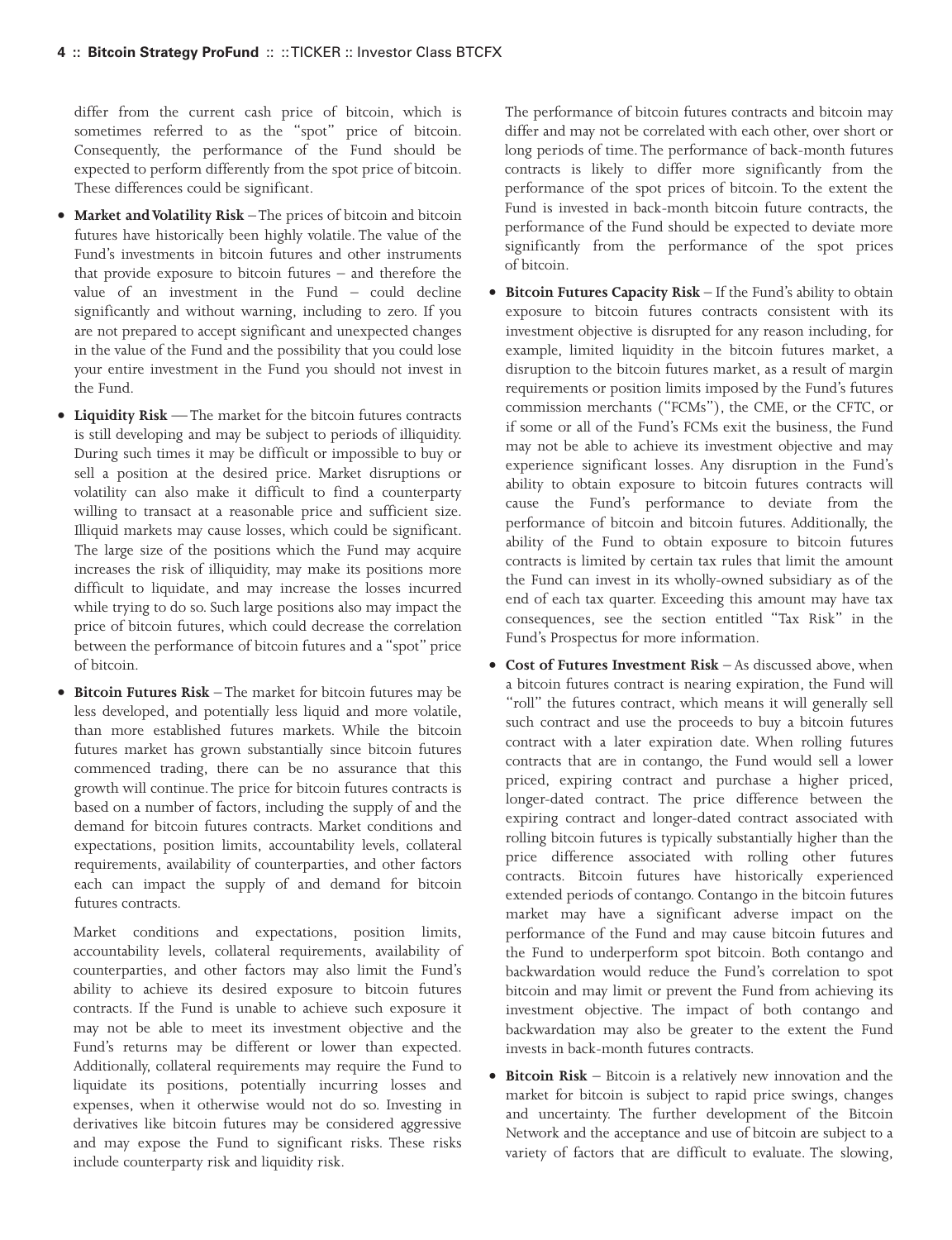differ from the current cash price of bitcoin, which is sometimes referred to as the "spot" price of bitcoin. Consequently, the performance of the Fund should be expected to perform differently from the spot price of bitcoin. These differences could be significant.

- **Market and Volatility Risk** – The prices of bitcoin and bitcoin futures have historically been highly volatile. The value of the Fund's investments in bitcoin futures and other instruments that provide exposure to bitcoin futures – and therefore the value of an investment in the Fund – could decline significantly and without warning, including to zero. If you are not prepared to accept significant and unexpected changes in the value of the Fund and the possibility that you could lose your entire investment in the Fund you should not invest in the Fund.

- **Liquidity Risk** — The market for the bitcoin futures contracts is still developing and may be subject to periods of illiquidity. During such times it may be difficult or impossible to buy or sell a position at the desired price. Market disruptions or volatility can also make it difficult to find a counterparty willing to transact at a reasonable price and sufficient size. Illiquid markets may cause losses, which could be significant. The large size of the positions which the Fund may acquire increases the risk of illiquidity, may make its positions more difficult to liquidate, and may increase the losses incurred while trying to do so. Such large positions also may impact the price of bitcoin futures, which could decrease the correlation between the performance of bitcoin futures and a "spot" price of bitcoin.

- **Bitcoin Futures Risk** – The market for bitcoin futures may be less developed, and potentially less liquid and more volatile, than more established futures markets. While the bitcoin futures market has grown substantially since bitcoin futures commenced trading, there can be no assurance that this growth will continue. The price for bitcoin futures contracts is based on a number of factors, including the supply of and the demand for bitcoin futures contracts. Market conditions and expectations, position limits, accountability levels, collateral requirements, availability of counterparties, and other factors each can impact the supply of and demand for bitcoin futures contracts.

  Market conditions and expectations, position limits, accountability levels, collateral requirements, availability of counterparties, and other factors may also limit the Fund's ability to achieve its desired exposure to bitcoin futures contracts. If the Fund is unable to achieve such exposure it may not be able to meet its investment objective and the Fund's returns may be different or lower than expected. Additionally, collateral requirements may require the Fund to liquidate its positions, potentially incurring losses and expenses, when it otherwise would not do so. Investing in derivatives like bitcoin futures may be considered aggressive and may expose the Fund to significant risks. These risks include counterparty risk and liquidity risk.

  The performance of bitcoin futures contracts and bitcoin may differ and may not be correlated with each other, over short or long periods of time. The performance of back-month futures contracts is likely to differ more significantly from the performance of the spot prices of bitcoin. To the extent the Fund is invested in back-month bitcoin future contracts, the performance of the Fund should be expected to deviate more significantly from the performance of the spot prices of bitcoin.

- **Bitcoin Futures Capacity Risk** – If the Fund's ability to obtain exposure to bitcoin futures contracts consistent with its investment objective is disrupted for any reason including, for example, limited liquidity in the bitcoin futures market, a disruption to the bitcoin futures market, as a result of margin requirements or position limits imposed by the Fund's futures commission merchants ("FCMs"), the CME, or the CFTC, or if some or all of the Fund's FCMs exit the business, the Fund may not be able to achieve its investment objective and may experience significant losses. Any disruption in the Fund's ability to obtain exposure to bitcoin futures contracts will cause the Fund's performance to deviate from the performance of bitcoin and bitcoin futures. Additionally, the ability of the Fund to obtain exposure to bitcoin futures contracts is limited by certain tax rules that limit the amount the Fund can invest in its wholly-owned subsidiary as of the end of each tax quarter. Exceeding this amount may have tax consequences, see the section entitled "Tax Risk" in the Fund's Prospectus for more information.

- **Cost of Futures Investment Risk** – As discussed above, when a bitcoin futures contract is nearing expiration, the Fund will "roll" the futures contract, which means it will generally sell such contract and use the proceeds to buy a bitcoin futures contract with a later expiration date. When rolling futures contracts that are in contango, the Fund would sell a lower priced, expiring contract and purchase a higher priced, longer-dated contract. The price difference between the expiring contract and longer-dated contract associated with rolling bitcoin futures is typically substantially higher than the price difference associated with rolling other futures contracts. Bitcoin futures have historically experienced extended periods of contango. Contango in the bitcoin futures market may have a significant adverse impact on the performance of the Fund and may cause bitcoin futures and the Fund to underperform spot bitcoin. Both contango and backwardation would reduce the Fund's correlation to spot bitcoin and may limit or prevent the Fund from achieving its investment objective. The impact of both contango and backwardation may also be greater to the extent the Fund invests in back-month futures contracts.

- **Bitcoin Risk** – Bitcoin is a relatively new innovation and the market for bitcoin is subject to rapid price swings, changes and uncertainty. The further development of the Bitcoin Network and the acceptance and use of bitcoin are subject to a variety of factors that are difficult to evaluate. The slowing,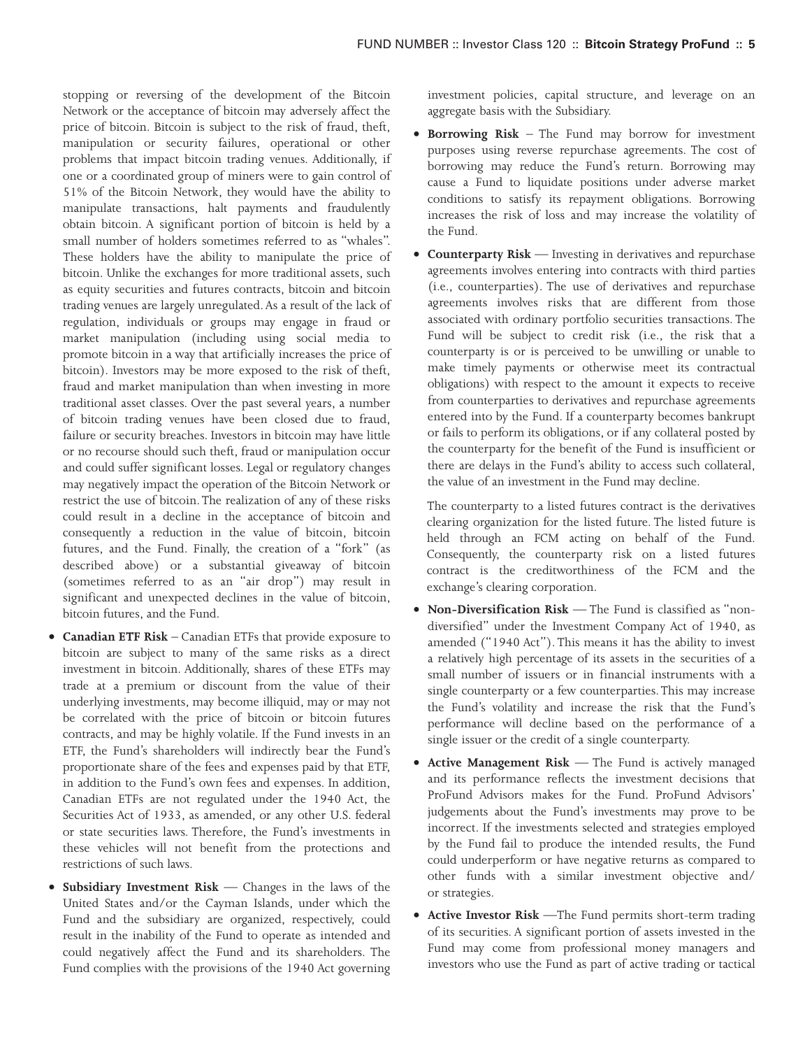stopping or reversing of the development of the Bitcoin Network or the acceptance of bitcoin may adversely affect the price of bitcoin. Bitcoin is subject to the risk of fraud, theft, manipulation or security failures, operational or other problems that impact bitcoin trading venues. Additionally, if one or a coordinated group of miners were to gain control of 51% of the Bitcoin Network, they would have the ability to manipulate transactions, halt payments and fraudulently obtain bitcoin. A significant portion of bitcoin is held by a small number of holders sometimes referred to as "whales". These holders have the ability to manipulate the price of bitcoin. Unlike the exchanges for more traditional assets, such as equity securities and futures contracts, bitcoin and bitcoin trading venues are largely unregulated. As a result of the lack of regulation, individuals or groups may engage in fraud or market manipulation (including using social media to promote bitcoin in a way that artificially increases the price of bitcoin). Investors may be more exposed to the risk of theft, fraud and market manipulation than when investing in more traditional asset classes. Over the past several years, a number of bitcoin trading venues have been closed due to fraud, failure or security breaches. Investors in bitcoin may have little or no recourse should such theft, fraud or manipulation occur and could suffer significant losses. Legal or regulatory changes may negatively impact the operation of the Bitcoin Network or restrict the use of bitcoin. The realization of any of these risks could result in a decline in the acceptance of bitcoin and consequently a reduction in the value of bitcoin, bitcoin futures, and the Fund. Finally, the creation of a "fork" (as described above) or a substantial giveaway of bitcoin (sometimes referred to as an "air drop") may result in significant and unexpected declines in the value of bitcoin, bitcoin futures, and the Fund.

- **Canadian ETF Risk** – Canadian ETFs that provide exposure to bitcoin are subject to many of the same risks as a direct investment in bitcoin. Additionally, shares of these ETFs may trade at a premium or discount from the value of their underlying investments, may become illiquid, may or may not be correlated with the price of bitcoin or bitcoin futures contracts, and may be highly volatile. If the Fund invests in an ETF, the Fund's shareholders will indirectly bear the Fund's proportionate share of the fees and expenses paid by that ETF, in addition to the Fund's own fees and expenses. In addition, Canadian ETFs are not regulated under the 1940 Act, the Securities Act of 1933, as amended, or any other U.S. federal or state securities laws. Therefore, the Fund's investments in these vehicles will not benefit from the protections and restrictions of such laws.
- **Subsidiary Investment Risk** — Changes in the laws of the United States and/or the Cayman Islands, under which the Fund and the subsidiary are organized, respectively, could result in the inability of the Fund to operate as intended and could negatively affect the Fund and its shareholders. The Fund complies with the provisions of the 1940 Act governing investment policies, capital structure, and leverage on an aggregate basis with the Subsidiary.
- **Borrowing Risk** – The Fund may borrow for investment purposes using reverse repurchase agreements. The cost of borrowing may reduce the Fund's return. Borrowing may cause a Fund to liquidate positions under adverse market conditions to satisfy its repayment obligations. Borrowing increases the risk of loss and may increase the volatility of the Fund.
- **Counterparty Risk** — Investing in derivatives and repurchase agreements involves entering into contracts with third parties (i.e., counterparties). The use of derivatives and repurchase agreements involves risks that are different from those associated with ordinary portfolio securities transactions. The Fund will be subject to credit risk (i.e., the risk that a counterparty is or is perceived to be unwilling or unable to make timely payments or otherwise meet its contractual obligations) with respect to the amount it expects to receive from counterparties to derivatives and repurchase agreements entered into by the Fund. If a counterparty becomes bankrupt or fails to perform its obligations, or if any collateral posted by the counterparty for the benefit of the Fund is insufficient or there are delays in the Fund's ability to access such collateral, the value of an investment in the Fund may decline.

  The counterparty to a listed futures contract is the derivatives clearing organization for the listed future. The listed future is held through an FCM acting on behalf of the Fund. Consequently, the counterparty risk on a listed futures contract is the creditworthiness of the FCM and the exchange's clearing corporation.
- **Non-Diversification Risk** — The Fund is classified as "non-diversified" under the Investment Company Act of 1940, as amended ("1940 Act"). This means it has the ability to invest a relatively high percentage of its assets in the securities of a small number of issuers or in financial instruments with a single counterparty or a few counterparties. This may increase the Fund's volatility and increase the risk that the Fund's performance will decline based on the performance of a single issuer or the credit of a single counterparty.
- **Active Management Risk** — The Fund is actively managed and its performance reflects the investment decisions that ProFund Advisors makes for the Fund. ProFund Advisors' judgements about the Fund's investments may prove to be incorrect. If the investments selected and strategies employed by the Fund fail to produce the intended results, the Fund could underperform or have negative returns as compared to other funds with a similar investment objective and/or strategies.
- **Active Investor Risk** —The Fund permits short-term trading of its securities. A significant portion of assets invested in the Fund may come from professional money managers and investors who use the Fund as part of active trading or tactical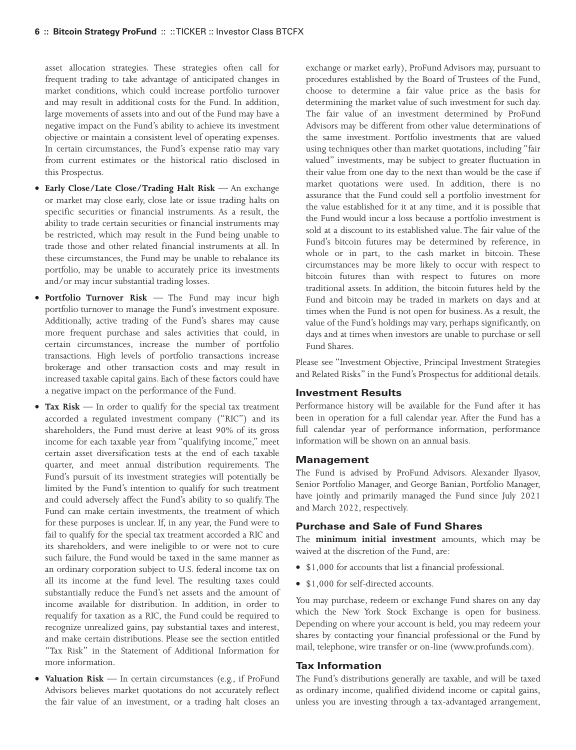asset allocation strategies. These strategies often call for frequent trading to take advantage of anticipated changes in market conditions, which could increase portfolio turnover and may result in additional costs for the Fund. In addition, large movements of assets into and out of the Fund may have a negative impact on the Fund's ability to achieve its investment objective or maintain a consistent level of operating expenses. In certain circumstances, the Fund's expense ratio may vary from current estimates or the historical ratio disclosed in this Prospectus.

- **Early Close/Late Close/Trading Halt Risk** — An exchange or market may close early, close late or issue trading halts on specific securities or financial instruments. As a result, the ability to trade certain securities or financial instruments may be restricted, which may result in the Fund being unable to trade those and other related financial instruments at all. In these circumstances, the Fund may be unable to rebalance its portfolio, may be unable to accurately price its investments and/or may incur substantial trading losses.
- **Portfolio Turnover Risk** — The Fund may incur high portfolio turnover to manage the Fund's investment exposure. Additionally, active trading of the Fund's shares may cause more frequent purchase and sales activities that could, in certain circumstances, increase the number of portfolio transactions. High levels of portfolio transactions increase brokerage and other transaction costs and may result in increased taxable capital gains. Each of these factors could have a negative impact on the performance of the Fund.
- **Tax Risk** — In order to qualify for the special tax treatment accorded a regulated investment company ("RIC") and its shareholders, the Fund must derive at least 90% of its gross income for each taxable year from "qualifying income," meet certain asset diversification tests at the end of each taxable quarter, and meet annual distribution requirements. The Fund's pursuit of its investment strategies will potentially be limited by the Fund's intention to qualify for such treatment and could adversely affect the Fund's ability to so qualify. The Fund can make certain investments, the treatment of which for these purposes is unclear. If, in any year, the Fund were to fail to qualify for the special tax treatment accorded a RIC and its shareholders, and were ineligible to or were not to cure such failure, the Fund would be taxed in the same manner as an ordinary corporation subject to U.S. federal income tax on all its income at the fund level. The resulting taxes could substantially reduce the Fund's net assets and the amount of income available for distribution. In addition, in order to requalify for taxation as a RIC, the Fund could be required to recognize unrealized gains, pay substantial taxes and interest, and make certain distributions. Please see the section entitled "Tax Risk" in the Statement of Additional Information for more information.
- **Valuation Risk** — In certain circumstances (e.g., if ProFund Advisors believes market quotations do not accurately reflect the fair value of an investment, or a trading halt closes an exchange or market early), ProFund Advisors may, pursuant to procedures established by the Board of Trustees of the Fund, choose to determine a fair value price as the basis for determining the market value of such investment for such day. The fair value of an investment determined by ProFund Advisors may be different from other value determinations of the same investment. Portfolio investments that are valued using techniques other than market quotations, including "fair valued" investments, may be subject to greater fluctuation in their value from one day to the next than would be the case if market quotations were used. In addition, there is no assurance that the Fund could sell a portfolio investment for the value established for it at any time, and it is possible that the Fund would incur a loss because a portfolio investment is sold at a discount to its established value. The fair value of the Fund's bitcoin futures may be determined by reference, in whole or in part, to the cash market in bitcoin. These circumstances may be more likely to occur with respect to bitcoin futures than with respect to futures on more traditional assets. In addition, the bitcoin futures held by the Fund and bitcoin may be traded in markets on days and at times when the Fund is not open for business. As a result, the value of the Fund's holdings may vary, perhaps significantly, on days and at times when investors are unable to purchase or sell Fund Shares.

Please see "Investment Objective, Principal Investment Strategies and Related Risks" in the Fund's Prospectus for additional details.

## Investment Results

Performance history will be available for the Fund after it has been in operation for a full calendar year. After the Fund has a full calendar year of performance information, performance information will be shown on an annual basis.

## Management

The Fund is advised by ProFund Advisors. Alexander Ilyasov, Senior Portfolio Manager, and George Banian, Portfolio Manager, have jointly and primarily managed the Fund since July 2021 and March 2022, respectively.

## Purchase and Sale of Fund Shares

The **minimum initial investment** amounts, which may be waived at the discretion of the Fund, are:

- $1,000 for accounts that list a financial professional.
- $1,000 for self-directed accounts.

You may purchase, redeem or exchange Fund shares on any day which the New York Stock Exchange is open for business. Depending on where your account is held, you may redeem your shares by contacting your financial professional or the Fund by mail, telephone, wire transfer or on-line (www.profunds.com).

## Tax Information

The Fund's distributions generally are taxable, and will be taxed as ordinary income, qualified dividend income or capital gains, unless you are investing through a tax-advantaged arrangement,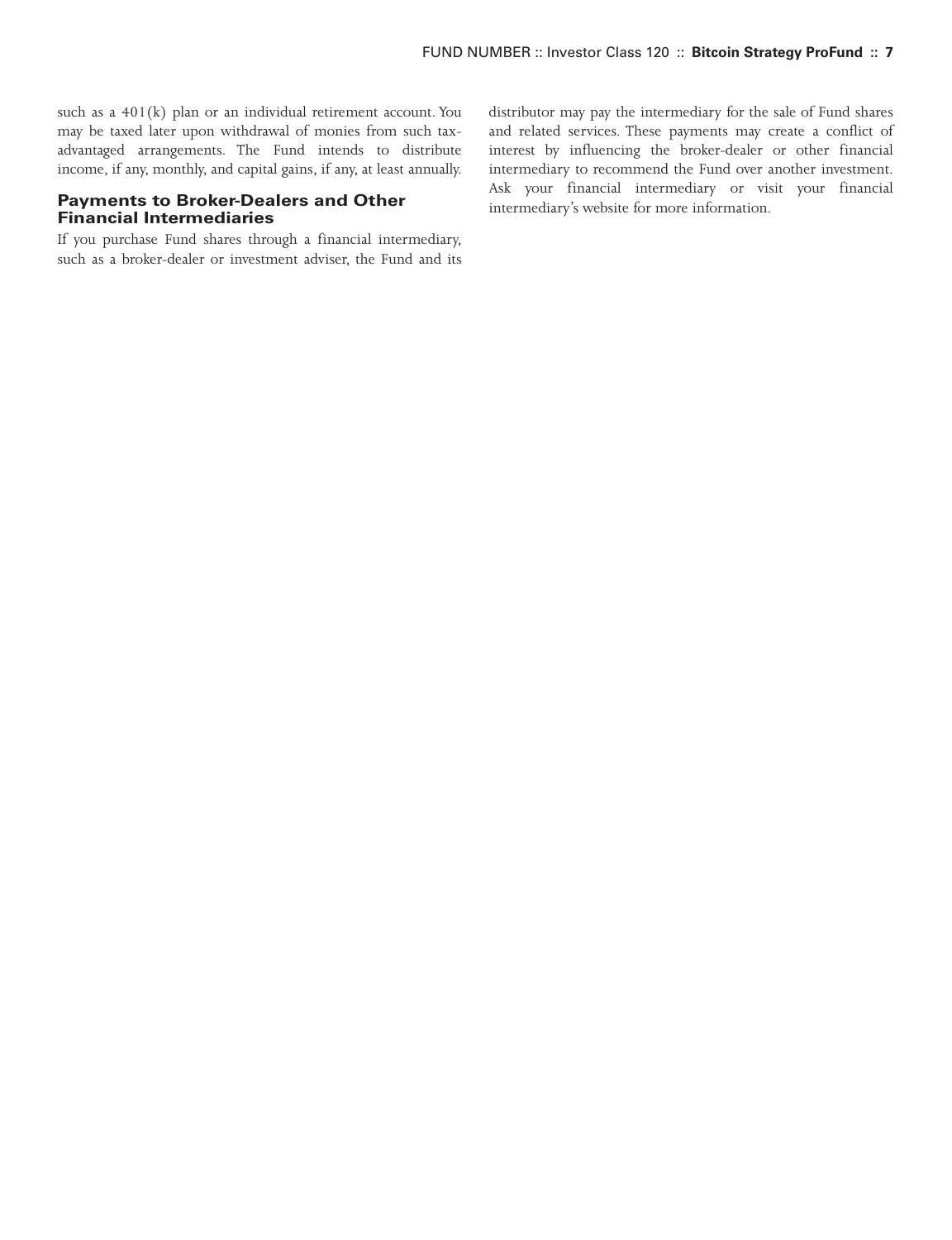such as a 401(k) plan or an individual retirement account. You may be taxed later upon withdrawal of monies from such tax-advantaged arrangements. The Fund intends to distribute income, if any, monthly, and capital gains, if any, at least annually.

### Payments to Broker-Dealers and Other Financial Intermediaries

If you purchase Fund shares through a financial intermediary, such as a broker-dealer or investment adviser, the Fund and its distributor may pay the intermediary for the sale of Fund shares and related services. These payments may create a conflict of interest by influencing the broker-dealer or other financial intermediary to recommend the Fund over another investment. Ask your financial intermediary or visit your financial intermediary's website for more information.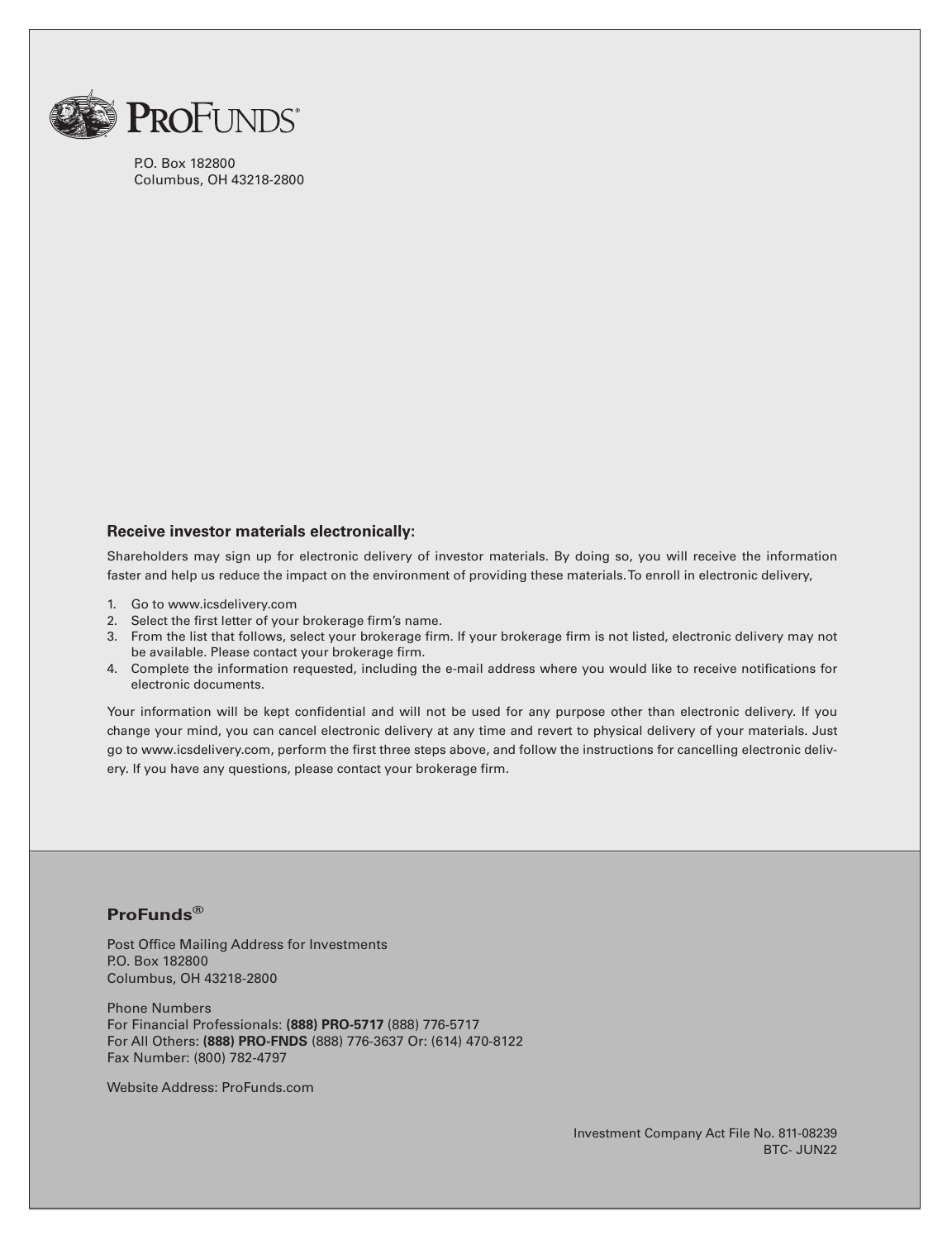# ProFunds®

P.O. Box 182800
Columbus, OH 43218-2800

**Receive investor materials electronically:**

Shareholders may sign up for electronic delivery of investor materials. By doing so, you will receive the information faster and help us reduce the impact on the environment of providing these materials. To enroll in electronic delivery,

1. Go to www.icsdelivery.com
2. Select the first letter of your brokerage firm's name.
3. From the list that follows, select your brokerage firm. If your brokerage firm is not listed, electronic delivery may not be available. Please contact your brokerage firm.
4. Complete the information requested, including the e-mail address where you would like to receive notifications for electronic documents.

Your information will be kept confidential and will not be used for any purpose other than electronic delivery. If you change your mind, you can cancel electronic delivery at any time and revert to physical delivery of your materials. Just go to www.icsdelivery.com, perform the first three steps above, and follow the instructions for cancelling electronic delivery. If you have any questions, please contact your brokerage firm.

**ProFunds®**

Post Office Mailing Address for Investments
P.O. Box 182800
Columbus, OH 43218-2800

Phone Numbers
For Financial Professionals: **(888) PRO-5717** (888) 776-5717
For All Others: **(888) PRO-FNDS** (888) 776-3637 Or: (614) 470-8122
Fax Number: (800) 782-4797

Website Address: ProFunds.com

Investment Company Act File No. 811-08239
BTC- JUN22